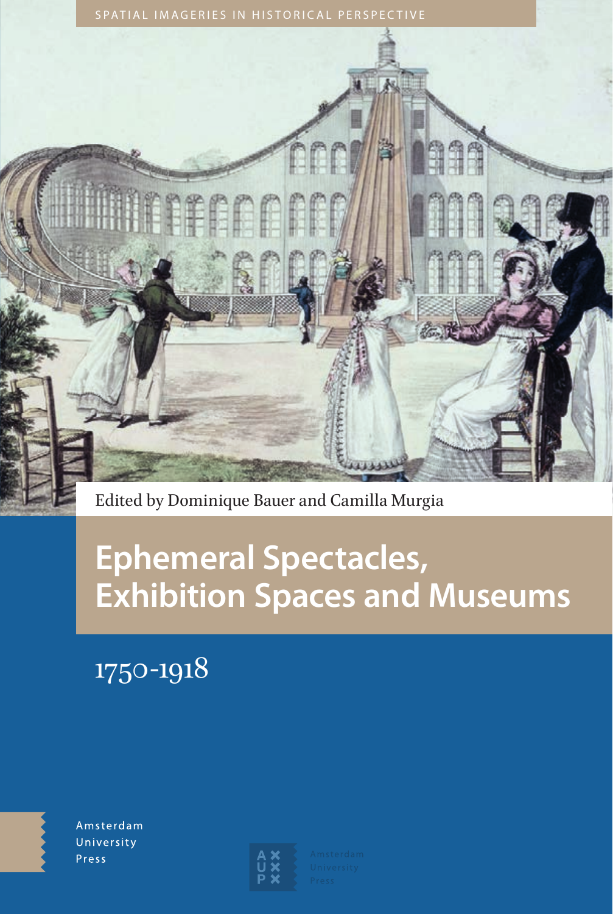SPATIAL IMAGERIES IN HISTORICAL PERSPECTIVE

Edited by Dominique Bauer and Camilla Murgia

# Ephemeral Spectacles, Exhibition Spaces and Museums

## 1750-1918

Amsterdam University Press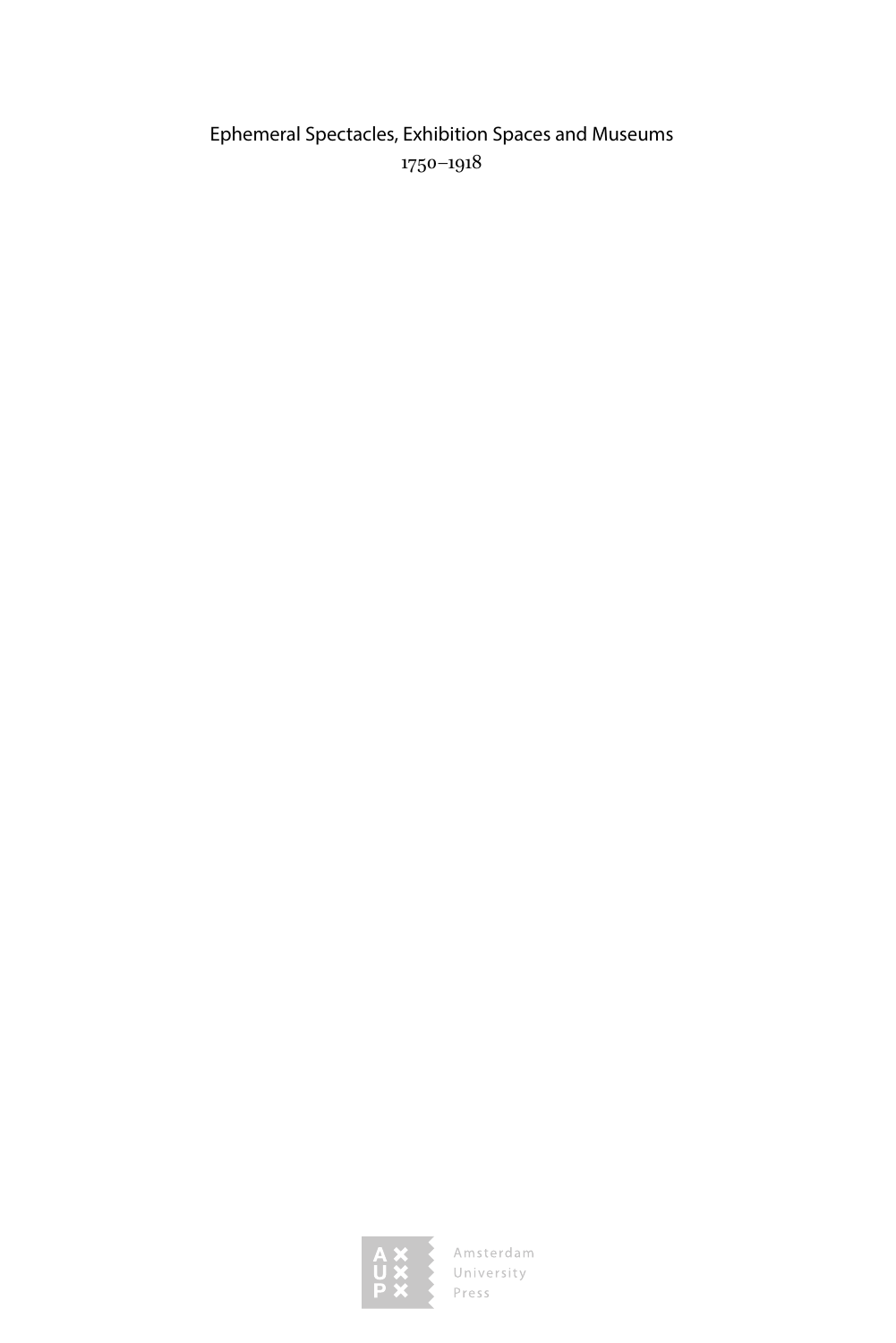Ephemeral Spectacles, Exhibition Spaces and Museums
1750–1918

Amsterdam
University
Press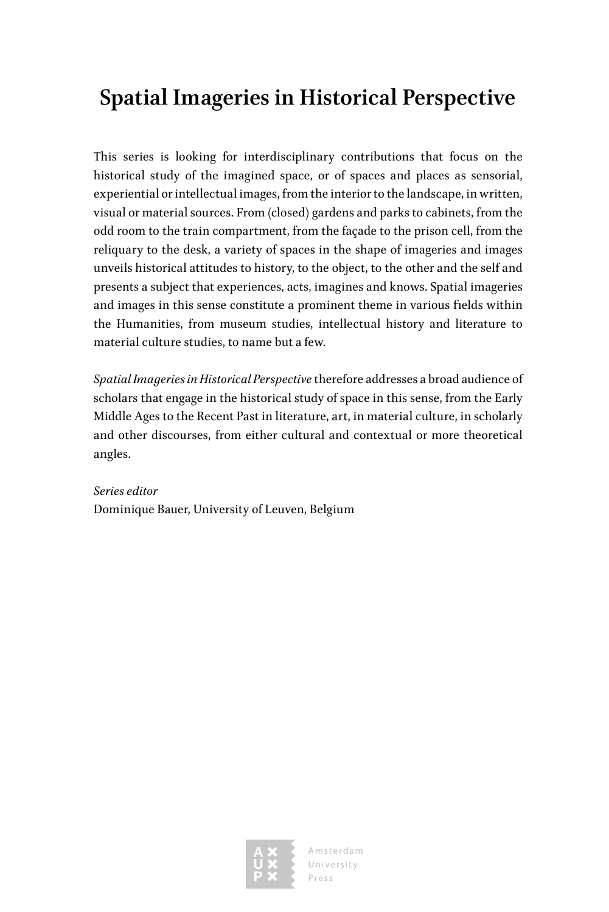# Spatial Imageries in Historical Perspective

This series is looking for interdisciplinary contributions that focus on the historical study of the imagined space, or of spaces and places as sensorial, experiential or intellectual images, from the interior to the landscape, in written, visual or material sources. From (closed) gardens and parks to cabinets, from the odd room to the train compartment, from the façade to the prison cell, from the reliquary to the desk, a variety of spaces in the shape of imageries and images unveils historical attitudes to history, to the object, to the other and the self and presents a subject that experiences, acts, imagines and knows. Spatial imageries and images in this sense constitute a prominent theme in various fields within the Humanities, from museum studies, intellectual history and literature to material culture studies, to name but a few.

*Spatial Imageries in Historical Perspective* therefore addresses a broad audience of scholars that engage in the historical study of space in this sense, from the Early Middle Ages to the Recent Past in literature, art, in material culture, in scholarly and other discourses, from either cultural and contextual or more theoretical angles.

*Series editor*
Dominique Bauer, University of Leuven, Belgium

Amsterdam University Press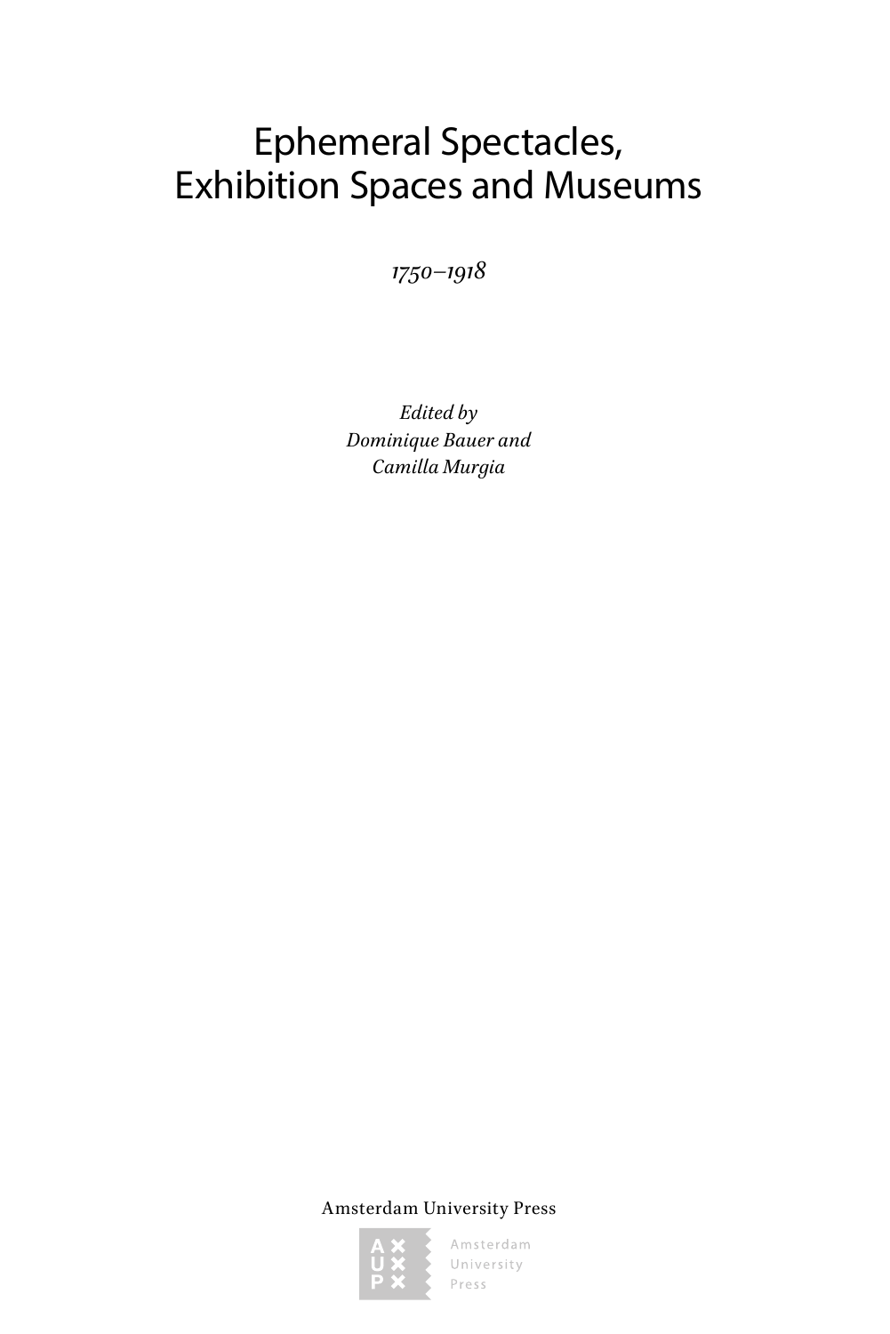# Ephemeral Spectacles, Exhibition Spaces and Museums

*1750–1918*

*Edited by*
*Dominique Bauer and*
*Camilla Murgia*

Amsterdam University Press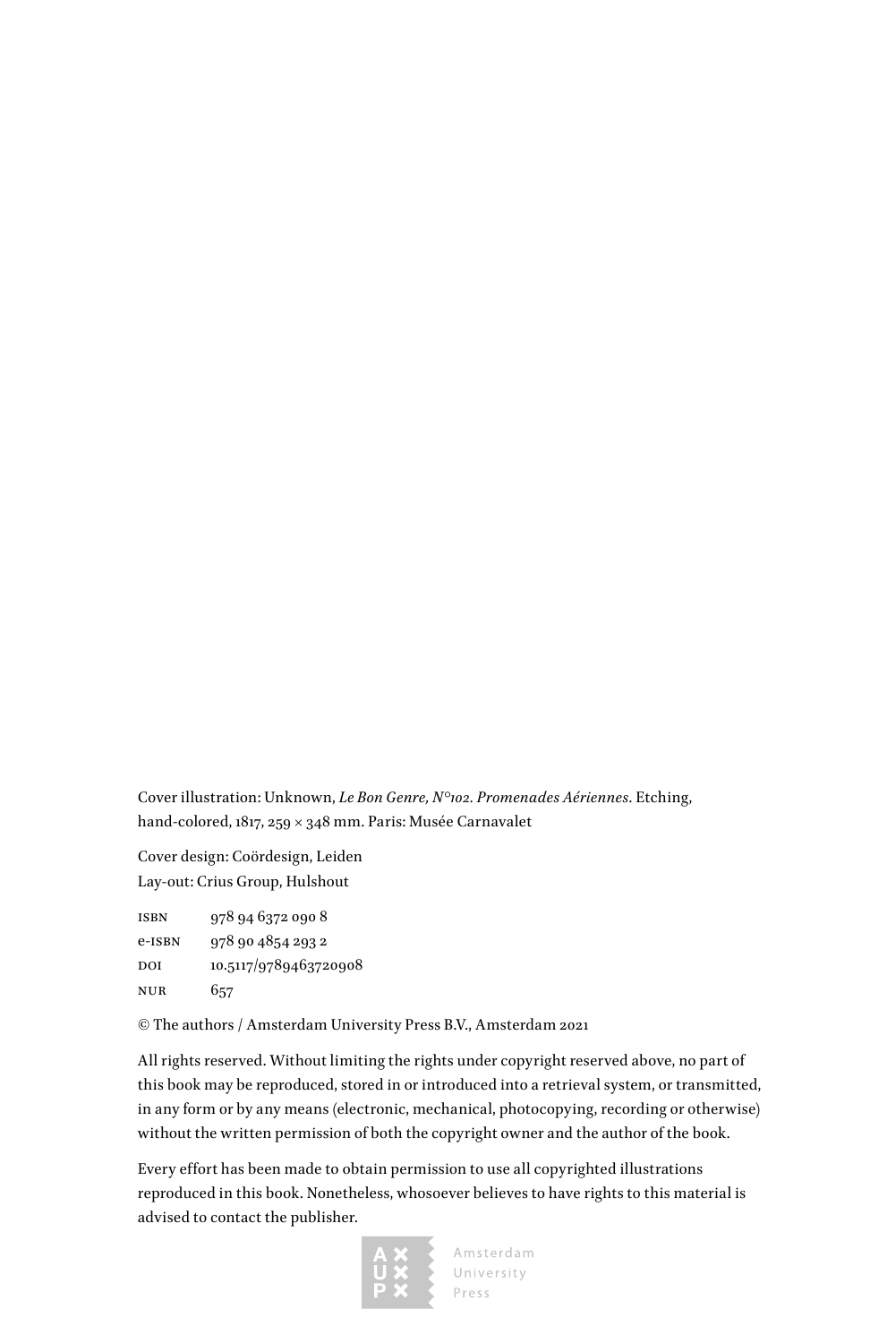Cover illustration: Unknown, *Le Bon Genre, N°102. Promenades Aériennes*. Etching, hand-colored, 1817, 259 × 348 mm. Paris: Musée Carnavalet

Cover design: Coördesign, Leiden
Lay-out: Crius Group, Hulshout

ISBN 978 94 6372 090 8
e-ISBN 978 90 4854 293 2
DOI 10.5117/9789463720908
NUR 657

© The authors / Amsterdam University Press B.V., Amsterdam 2021

All rights reserved. Without limiting the rights under copyright reserved above, no part of this book may be reproduced, stored in or introduced into a retrieval system, or transmitted, in any form or by any means (electronic, mechanical, photocopying, recording or otherwise) without the written permission of both the copyright owner and the author of the book.

Every effort has been made to obtain permission to use all copyrighted illustrations reproduced in this book. Nonetheless, whosoever believes to have rights to this material is advised to contact the publisher.

Amsterdam University Press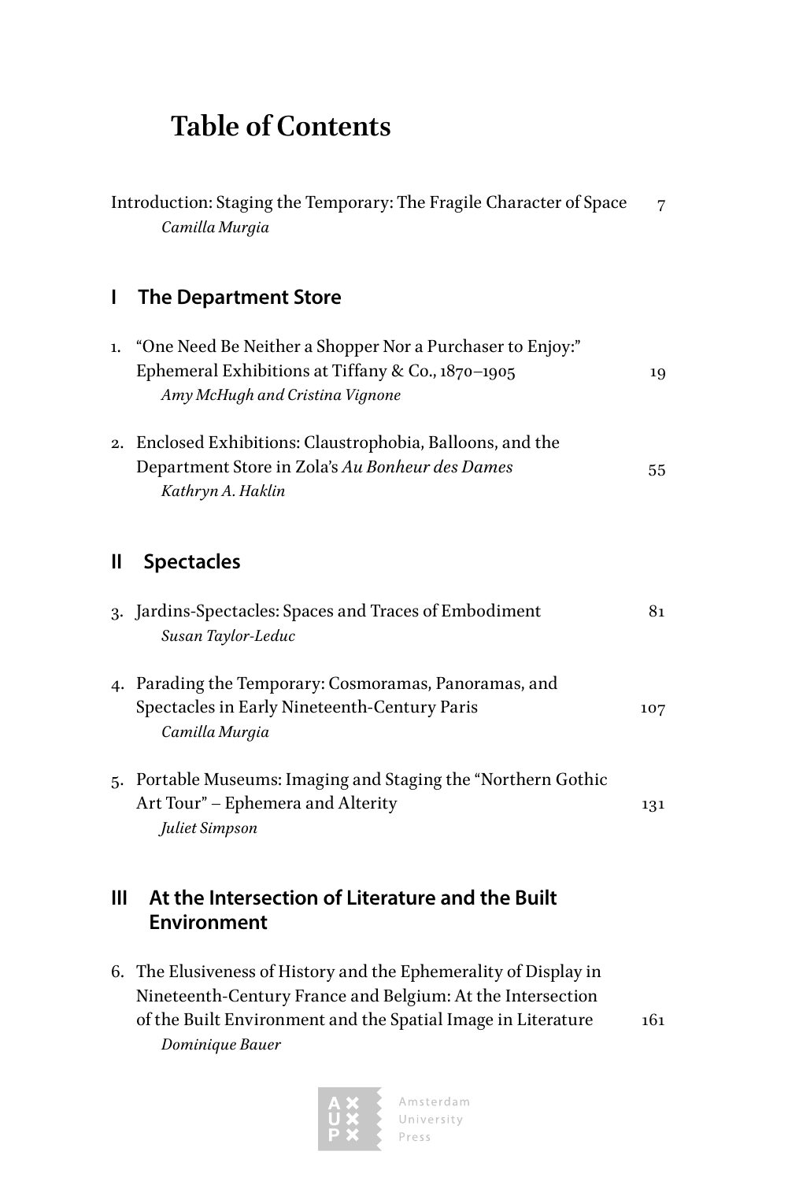# Table of Contents

Introduction: Staging the Temporary: The Fragile Character of Space 7
*Camilla Murgia*

## I The Department Store

1. "One Need Be Neither a Shopper Nor a Purchaser to Enjoy:" Ephemeral Exhibitions at Tiffany & Co., 1870–1905 19
   *Amy McHugh and Cristina Vignone*

2. Enclosed Exhibitions: Claustrophobia, Balloons, and the Department Store in Zola's *Au Bonheur des Dames* 55
   *Kathryn A. Haklin*

## II Spectacles

3. Jardins-Spectacles: Spaces and Traces of Embodiment 81
   *Susan Taylor-Leduc*

4. Parading the Temporary: Cosmoramas, Panoramas, and Spectacles in Early Nineteenth-Century Paris 107
   *Camilla Murgia*

5. Portable Museums: Imaging and Staging the "Northern Gothic Art Tour" – Ephemera and Alterity 131
   *Juliet Simpson*

## III At the Intersection of Literature and the Built Environment

6. The Elusiveness of History and the Ephemerality of Display in Nineteenth-Century France and Belgium: At the Intersection of the Built Environment and the Spatial Image in Literature 161
   *Dominique Bauer*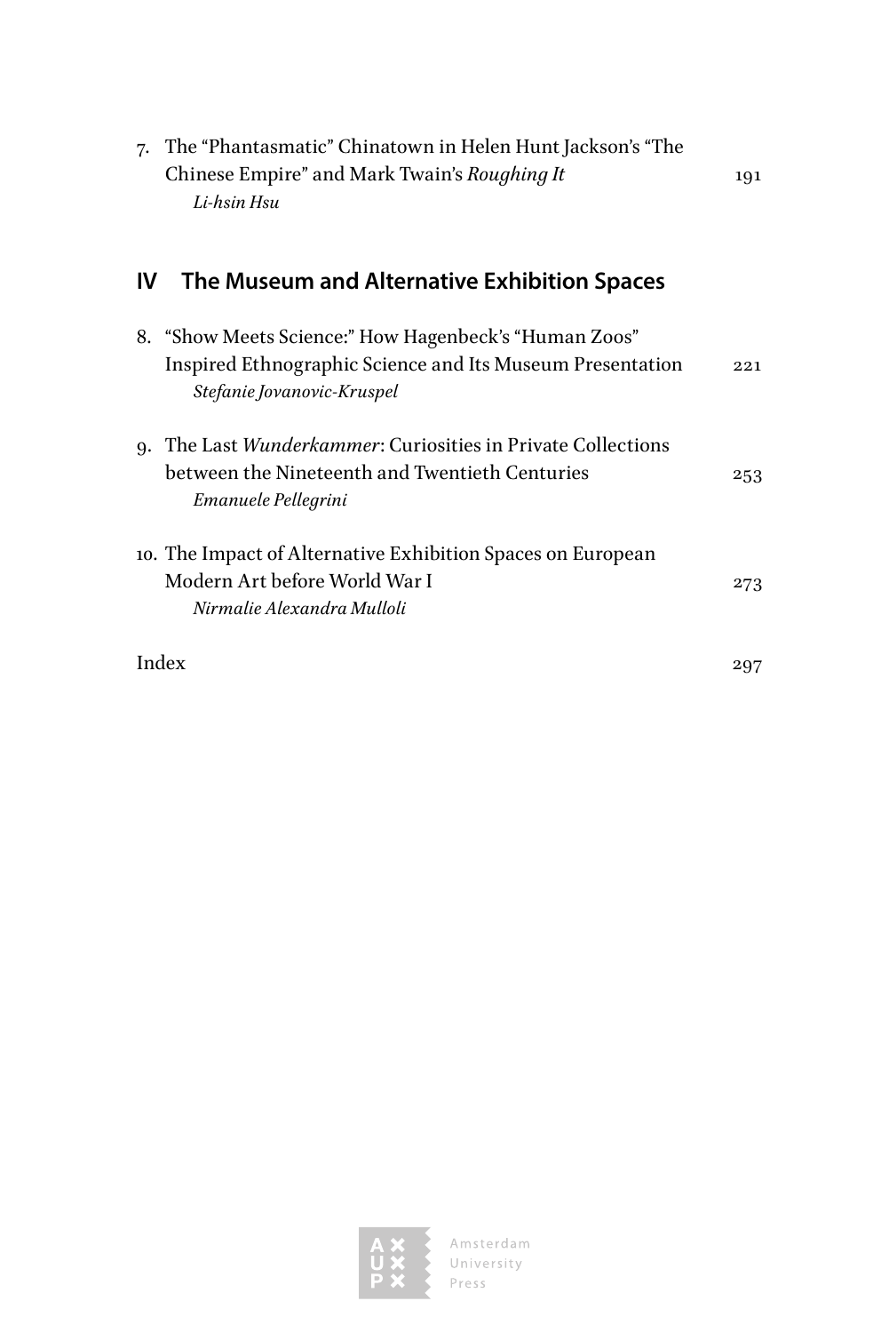7. The "Phantasmatic" Chinatown in Helen Hunt Jackson's "The Chinese Empire" and Mark Twain's *Roughing It* 191
   *Li-hsin Hsu*

## IV The Museum and Alternative Exhibition Spaces

8. "Show Meets Science:" How Hagenbeck's "Human Zoos" Inspired Ethnographic Science and Its Museum Presentation 221
   *Stefanie Jovanovic-Kruspel*

9. The Last *Wunderkammer*: Curiosities in Private Collections between the Nineteenth and Twentieth Centuries 253
   *Emanuele Pellegrini*

10. The Impact of Alternative Exhibition Spaces on European Modern Art before World War I 273
    *Nirmalie Alexandra Mulloli*

Index 297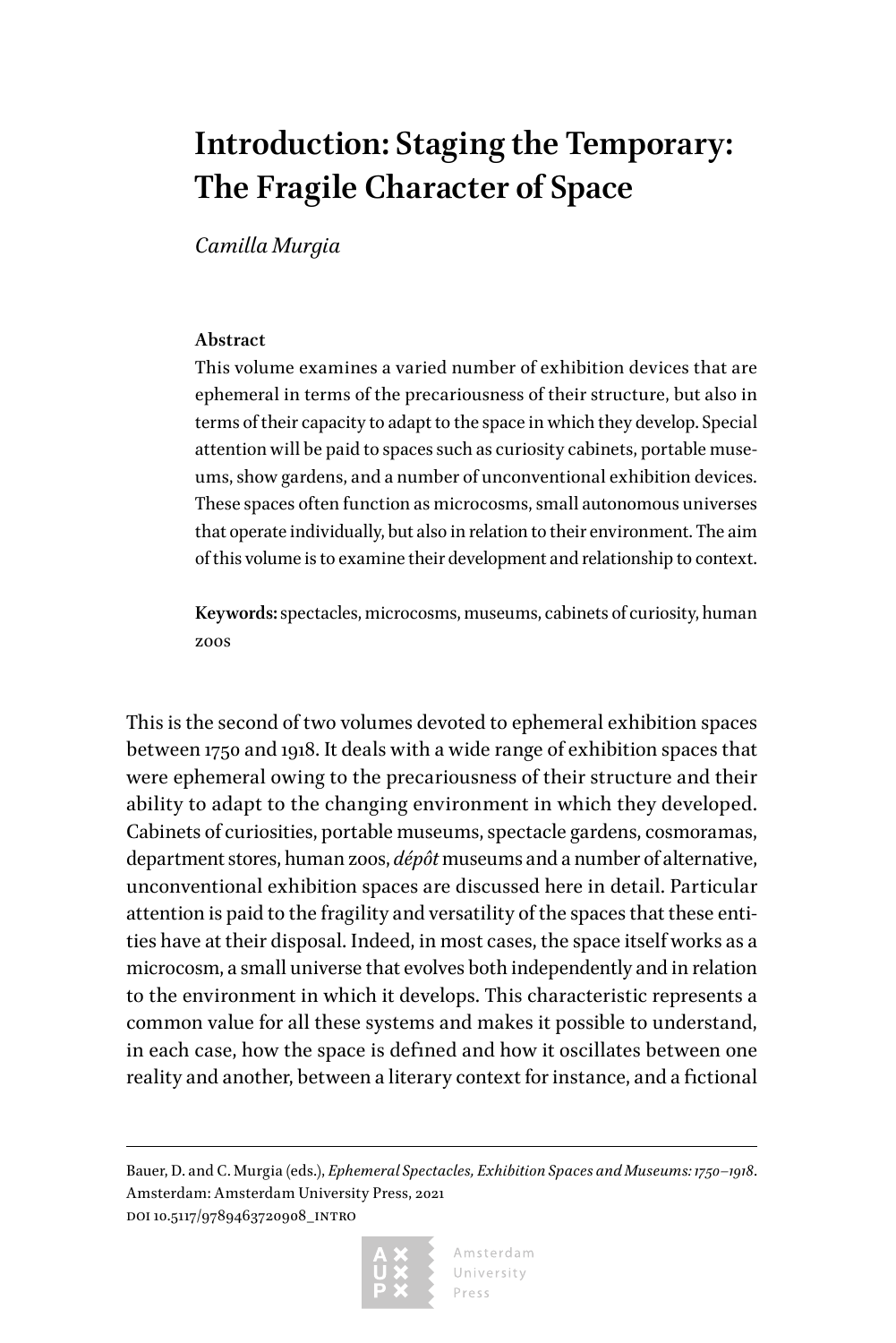# Introduction: Staging the Temporary: The Fragile Character of Space

*Camilla Murgia*

**Abstract**

This volume examines a varied number of exhibition devices that are ephemeral in terms of the precariousness of their structure, but also in terms of their capacity to adapt to the space in which they develop. Special attention will be paid to spaces such as curiosity cabinets, portable museums, show gardens, and a number of unconventional exhibition devices. These spaces often function as microcosms, small autonomous universes that operate individually, but also in relation to their environment. The aim of this volume is to examine their development and relationship to context.

**Keywords:** spectacles, microcosms, museums, cabinets of curiosity, human zoos

This is the second of two volumes devoted to ephemeral exhibition spaces between 1750 and 1918. It deals with a wide range of exhibition spaces that were ephemeral owing to the precariousness of their structure and their ability to adapt to the changing environment in which they developed. Cabinets of curiosities, portable museums, spectacle gardens, cosmoramas, department stores, human zoos, *dépôt* museums and a number of alternative, unconventional exhibition spaces are discussed here in detail. Particular attention is paid to the fragility and versatility of the spaces that these entities have at their disposal. Indeed, in most cases, the space itself works as a microcosm, a small universe that evolves both independently and in relation to the environment in which it develops. This characteristic represents a common value for all these systems and makes it possible to understand, in each case, how the space is defined and how it oscillates between one reality and another, between a literary context for instance, and a fictional

---

Bauer, D. and C. Murgia (eds.), *Ephemeral Spectacles, Exhibition Spaces and Museums: 1750–1918*. Amsterdam: Amsterdam University Press, 2021
DOI 10.5117/9789463720908_INTRO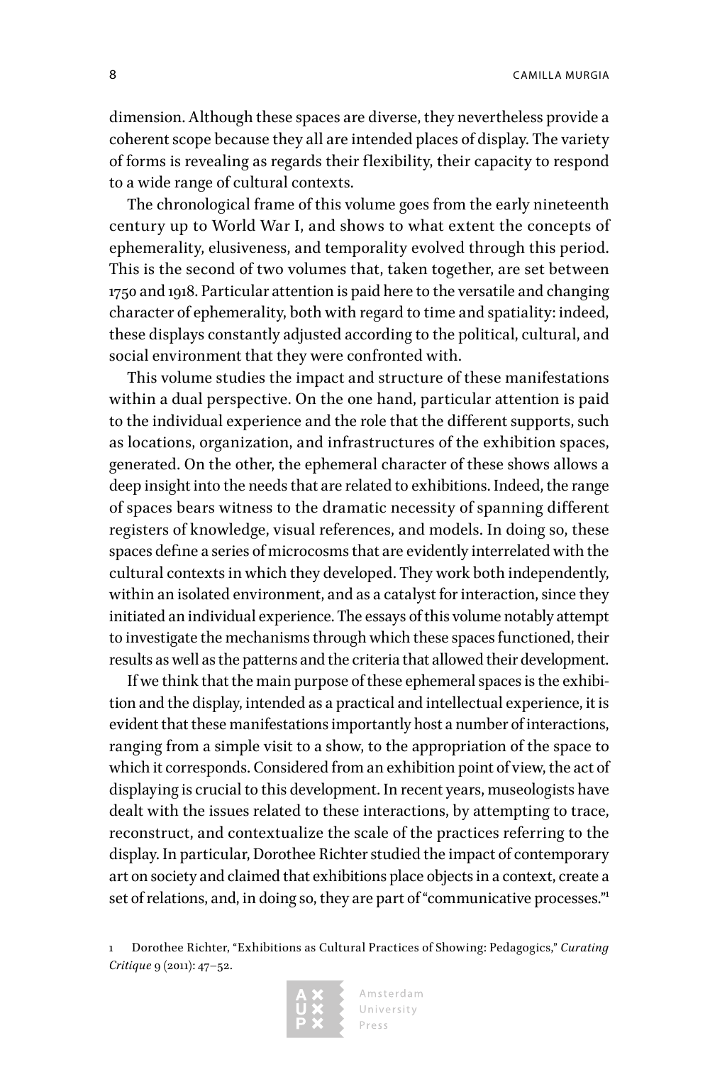dimension. Although these spaces are diverse, they nevertheless provide a coherent scope because they all are intended places of display. The variety of forms is revealing as regards their flexibility, their capacity to respond to a wide range of cultural contexts.

The chronological frame of this volume goes from the early nineteenth century up to World War I, and shows to what extent the concepts of ephemerality, elusiveness, and temporality evolved through this period. This is the second of two volumes that, taken together, are set between 1750 and 1918. Particular attention is paid here to the versatile and changing character of ephemerality, both with regard to time and spatiality: indeed, these displays constantly adjusted according to the political, cultural, and social environment that they were confronted with.

This volume studies the impact and structure of these manifestations within a dual perspective. On the one hand, particular attention is paid to the individual experience and the role that the different supports, such as locations, organization, and infrastructures of the exhibition spaces, generated. On the other, the ephemeral character of these shows allows a deep insight into the needs that are related to exhibitions. Indeed, the range of spaces bears witness to the dramatic necessity of spanning different registers of knowledge, visual references, and models. In doing so, these spaces define a series of microcosms that are evidently interrelated with the cultural contexts in which they developed. They work both independently, within an isolated environment, and as a catalyst for interaction, since they initiated an individual experience. The essays of this volume notably attempt to investigate the mechanisms through which these spaces functioned, their results as well as the patterns and the criteria that allowed their development.

If we think that the main purpose of these ephemeral spaces is the exhibition and the display, intended as a practical and intellectual experience, it is evident that these manifestations importantly host a number of interactions, ranging from a simple visit to a show, to the appropriation of the space to which it corresponds. Considered from an exhibition point of view, the act of displaying is crucial to this development. In recent years, museologists have dealt with the issues related to these interactions, by attempting to trace, reconstruct, and contextualize the scale of the practices referring to the display. In particular, Dorothee Richter studied the impact of contemporary art on society and claimed that exhibitions place objects in a context, create a set of relations, and, in doing so, they are part of "communicative processes."[1]

1 Dorothee Richter, "Exhibitions as Cultural Practices of Showing: Pedagogics," *Curating Critique* 9 (2011): 47–52.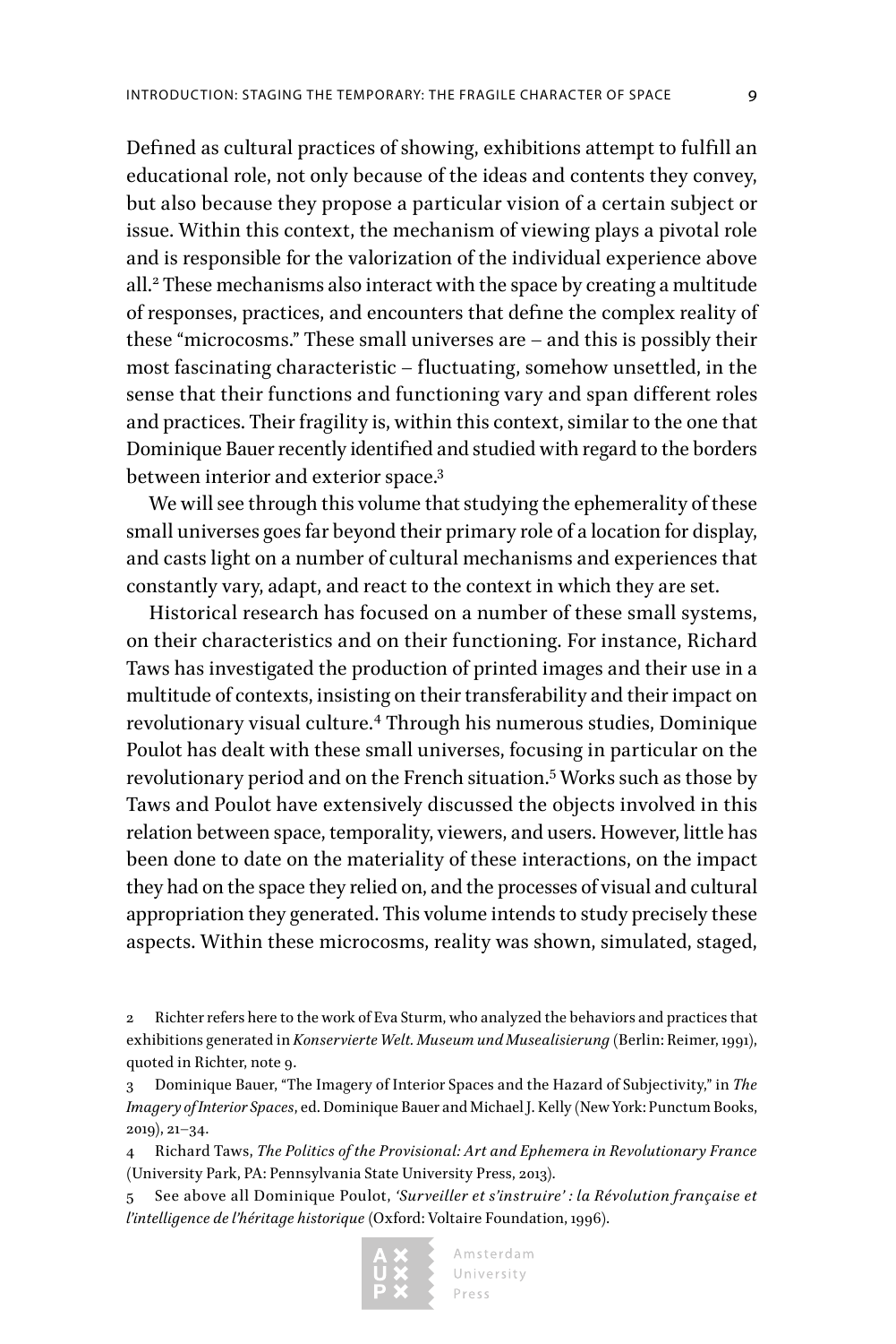Defined as cultural practices of showing, exhibitions attempt to fulfill an educational role, not only because of the ideas and contents they convey, but also because they propose a particular vision of a certain subject or issue. Within this context, the mechanism of viewing plays a pivotal role and is responsible for the valorization of the individual experience above all.[2] These mechanisms also interact with the space by creating a multitude of responses, practices, and encounters that define the complex reality of these "microcosms." These small universes are – and this is possibly their most fascinating characteristic – fluctuating, somehow unsettled, in the sense that their functions and functioning vary and span different roles and practices. Their fragility is, within this context, similar to the one that Dominique Bauer recently identified and studied with regard to the borders between interior and exterior space.[3]

We will see through this volume that studying the ephemerality of these small universes goes far beyond their primary role of a location for display, and casts light on a number of cultural mechanisms and experiences that constantly vary, adapt, and react to the context in which they are set.

Historical research has focused on a number of these small systems, on their characteristics and on their functioning. For instance, Richard Taws has investigated the production of printed images and their use in a multitude of contexts, insisting on their transferability and their impact on revolutionary visual culture.[4] Through his numerous studies, Dominique Poulot has dealt with these small universes, focusing in particular on the revolutionary period and on the French situation.[5] Works such as those by Taws and Poulot have extensively discussed the objects involved in this relation between space, temporality, viewers, and users. However, little has been done to date on the materiality of these interactions, on the impact they had on the space they relied on, and the processes of visual and cultural appropriation they generated. This volume intends to study precisely these aspects. Within these microcosms, reality was shown, simulated, staged,

---

2 Richter refers here to the work of Eva Sturm, who analyzed the behaviors and practices that exhibitions generated in *Konservierte Welt. Museum und Musealisierung* (Berlin: Reimer, 1991), quoted in Richter, note 9.

3 Dominique Bauer, "The Imagery of Interior Spaces and the Hazard of Subjectivity," in *The Imagery of Interior Spaces*, ed. Dominique Bauer and Michael J. Kelly (New York: Punctum Books, 2019), 21–34.

4 Richard Taws, *The Politics of the Provisional: Art and Ephemera in Revolutionary France* (University Park, PA: Pennsylvania State University Press, 2013).

5 See above all Dominique Poulot, *'Surveiller et s'instruire' : la Révolution française et l'intelligence de l'héritage historique* (Oxford: Voltaire Foundation, 1996).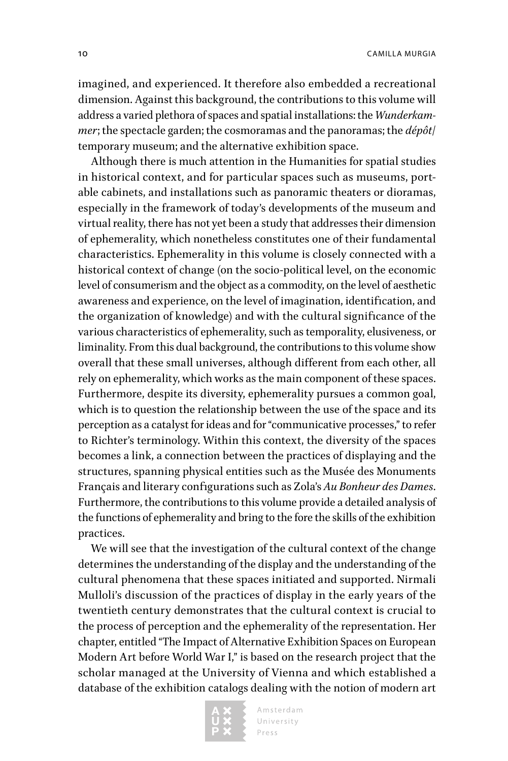imagined, and experienced. It therefore also embedded a recreational dimension. Against this background, the contributions to this volume will address a varied plethora of spaces and spatial installations: the *Wunderkammer*; the spectacle garden; the cosmoramas and the panoramas; the *dépôt*/temporary museum; and the alternative exhibition space.

Although there is much attention in the Humanities for spatial studies in historical context, and for particular spaces such as museums, portable cabinets, and installations such as panoramic theaters or dioramas, especially in the framework of today's developments of the museum and virtual reality, there has not yet been a study that addresses their dimension of ephemerality, which nonetheless constitutes one of their fundamental characteristics. Ephemerality in this volume is closely connected with a historical context of change (on the socio-political level, on the economic level of consumerism and the object as a commodity, on the level of aesthetic awareness and experience, on the level of imagination, identification, and the organization of knowledge) and with the cultural significance of the various characteristics of ephemerality, such as temporality, elusiveness, or liminality. From this dual background, the contributions to this volume show overall that these small universes, although different from each other, all rely on ephemerality, which works as the main component of these spaces. Furthermore, despite its diversity, ephemerality pursues a common goal, which is to question the relationship between the use of the space and its perception as a catalyst for ideas and for "communicative processes," to refer to Richter's terminology. Within this context, the diversity of the spaces becomes a link, a connection between the practices of displaying and the structures, spanning physical entities such as the Musée des Monuments Français and literary configurations such as Zola's *Au Bonheur des Dames*. Furthermore, the contributions to this volume provide a detailed analysis of the functions of ephemerality and bring to the fore the skills of the exhibition practices.

We will see that the investigation of the cultural context of the change determines the understanding of the display and the understanding of the cultural phenomena that these spaces initiated and supported. Nirmali Mulloli's discussion of the practices of display in the early years of the twentieth century demonstrates that the cultural context is crucial to the process of perception and the ephemerality of the representation. Her chapter, entitled "The Impact of Alternative Exhibition Spaces on European Modern Art before World War I," is based on the research project that the scholar managed at the University of Vienna and which established a database of the exhibition catalogs dealing with the notion of modern art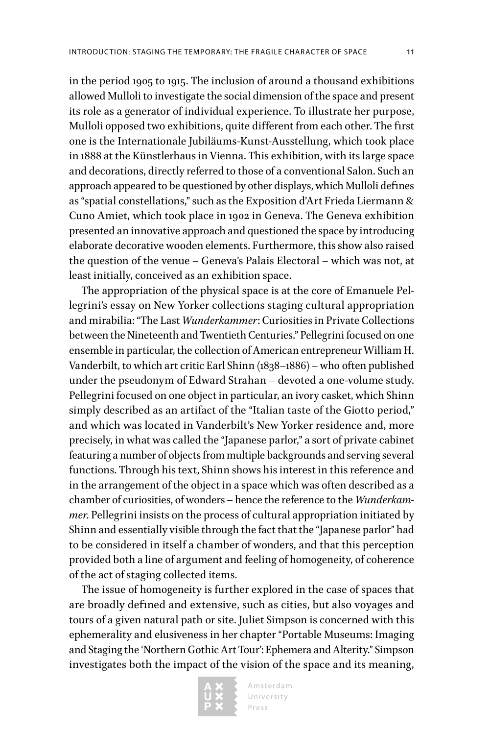in the period 1905 to 1915. The inclusion of around a thousand exhibitions allowed Mulloli to investigate the social dimension of the space and present its role as a generator of individual experience. To illustrate her purpose, Mulloli opposed two exhibitions, quite different from each other. The first one is the Internationale Jubiläums-Kunst-Ausstellung, which took place in 1888 at the Künstlerhaus in Vienna. This exhibition, with its large space and decorations, directly referred to those of a conventional Salon. Such an approach appeared to be questioned by other displays, which Mulloli defines as "spatial constellations," such as the Exposition d'Art Frieda Liermann & Cuno Amiet, which took place in 1902 in Geneva. The Geneva exhibition presented an innovative approach and questioned the space by introducing elaborate decorative wooden elements. Furthermore, this show also raised the question of the venue – Geneva's Palais Electoral – which was not, at least initially, conceived as an exhibition space.

The appropriation of the physical space is at the core of Emanuele Pellegrini's essay on New Yorker collections staging cultural appropriation and mirabilia: "The Last *Wunderkammer*: Curiosities in Private Collections between the Nineteenth and Twentieth Centuries." Pellegrini focused on one ensemble in particular, the collection of American entrepreneur William H. Vanderbilt, to which art critic Earl Shinn (1838–1886) – who often published under the pseudonym of Edward Strahan – devoted a one-volume study. Pellegrini focused on one object in particular, an ivory casket, which Shinn simply described as an artifact of the "Italian taste of the Giotto period," and which was located in Vanderbilt's New Yorker residence and, more precisely, in what was called the "Japanese parlor," a sort of private cabinet featuring a number of objects from multiple backgrounds and serving several functions. Through his text, Shinn shows his interest in this reference and in the arrangement of the object in a space which was often described as a chamber of curiosities, of wonders – hence the reference to the *Wunderkammer*. Pellegrini insists on the process of cultural appropriation initiated by Shinn and essentially visible through the fact that the "Japanese parlor" had to be considered in itself a chamber of wonders, and that this perception provided both a line of argument and feeling of homogeneity, of coherence of the act of staging collected items.

The issue of homogeneity is further explored in the case of spaces that are broadly defined and extensive, such as cities, but also voyages and tours of a given natural path or site. Juliet Simpson is concerned with this ephemerality and elusiveness in her chapter "Portable Museums: Imaging and Staging the 'Northern Gothic Art Tour': Ephemera and Alterity." Simpson investigates both the impact of the vision of the space and its meaning,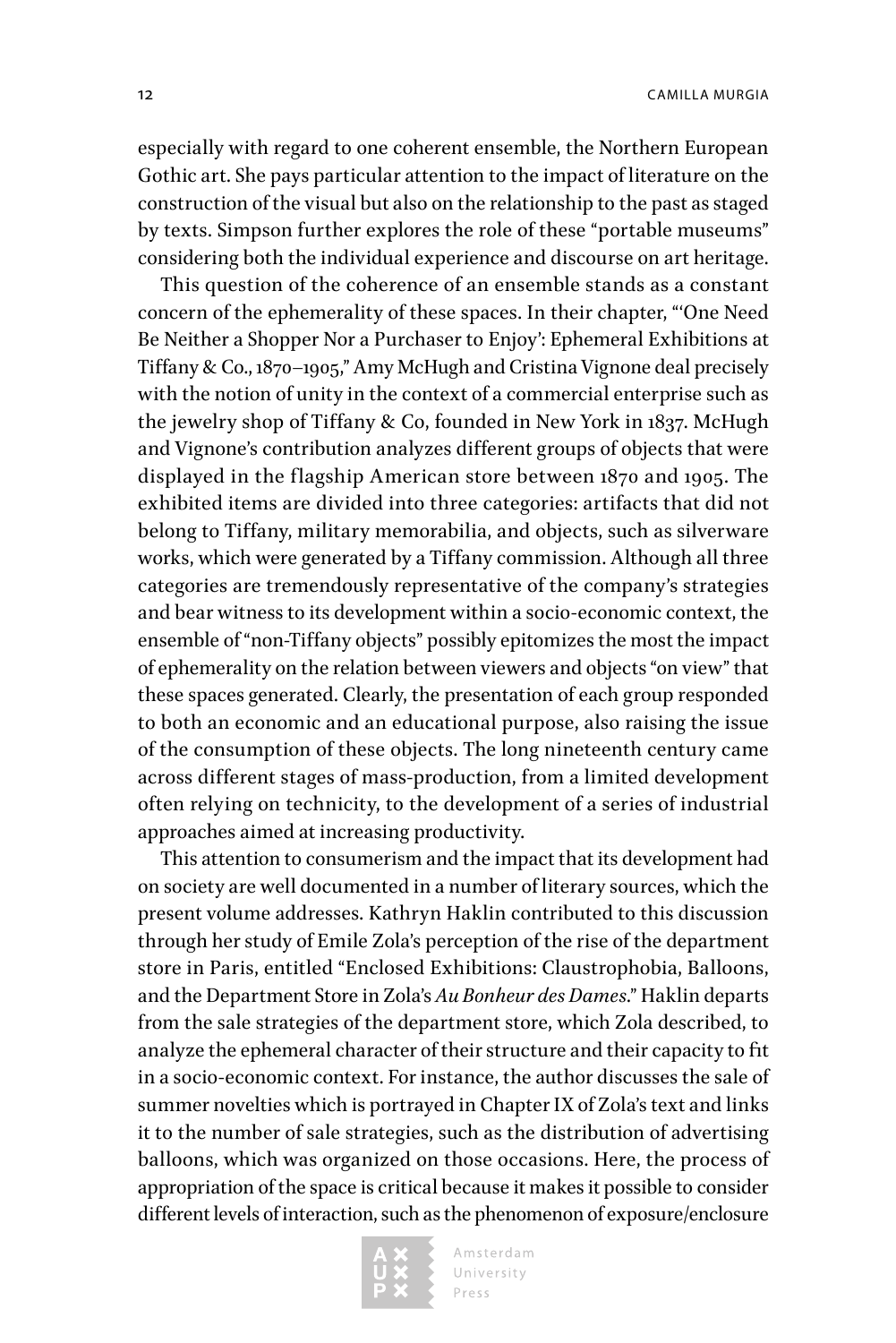especially with regard to one coherent ensemble, the Northern European Gothic art. She pays particular attention to the impact of literature on the construction of the visual but also on the relationship to the past as staged by texts. Simpson further explores the role of these "portable museums" considering both the individual experience and discourse on art heritage.

This question of the coherence of an ensemble stands as a constant concern of the ephemerality of these spaces. In their chapter, "'One Need Be Neither a Shopper Nor a Purchaser to Enjoy': Ephemeral Exhibitions at Tiffany & Co., 1870–1905," Amy McHugh and Cristina Vignone deal precisely with the notion of unity in the context of a commercial enterprise such as the jewelry shop of Tiffany & Co, founded in New York in 1837. McHugh and Vignone's contribution analyzes different groups of objects that were displayed in the flagship American store between 1870 and 1905. The exhibited items are divided into three categories: artifacts that did not belong to Tiffany, military memorabilia, and objects, such as silverware works, which were generated by a Tiffany commission. Although all three categories are tremendously representative of the company's strategies and bear witness to its development within a socio-economic context, the ensemble of "non-Tiffany objects" possibly epitomizes the most the impact of ephemerality on the relation between viewers and objects "on view" that these spaces generated. Clearly, the presentation of each group responded to both an economic and an educational purpose, also raising the issue of the consumption of these objects. The long nineteenth century came across different stages of mass-production, from a limited development often relying on technicity, to the development of a series of industrial approaches aimed at increasing productivity.

This attention to consumerism and the impact that its development had on society are well documented in a number of literary sources, which the present volume addresses. Kathryn Haklin contributed to this discussion through her study of Emile Zola's perception of the rise of the department store in Paris, entitled "Enclosed Exhibitions: Claustrophobia, Balloons, and the Department Store in Zola's *Au Bonheur des Dames*." Haklin departs from the sale strategies of the department store, which Zola described, to analyze the ephemeral character of their structure and their capacity to fit in a socio-economic context. For instance, the author discusses the sale of summer novelties which is portrayed in Chapter IX of Zola's text and links it to the number of sale strategies, such as the distribution of advertising balloons, which was organized on those occasions. Here, the process of appropriation of the space is critical because it makes it possible to consider different levels of interaction, such as the phenomenon of exposure/enclosure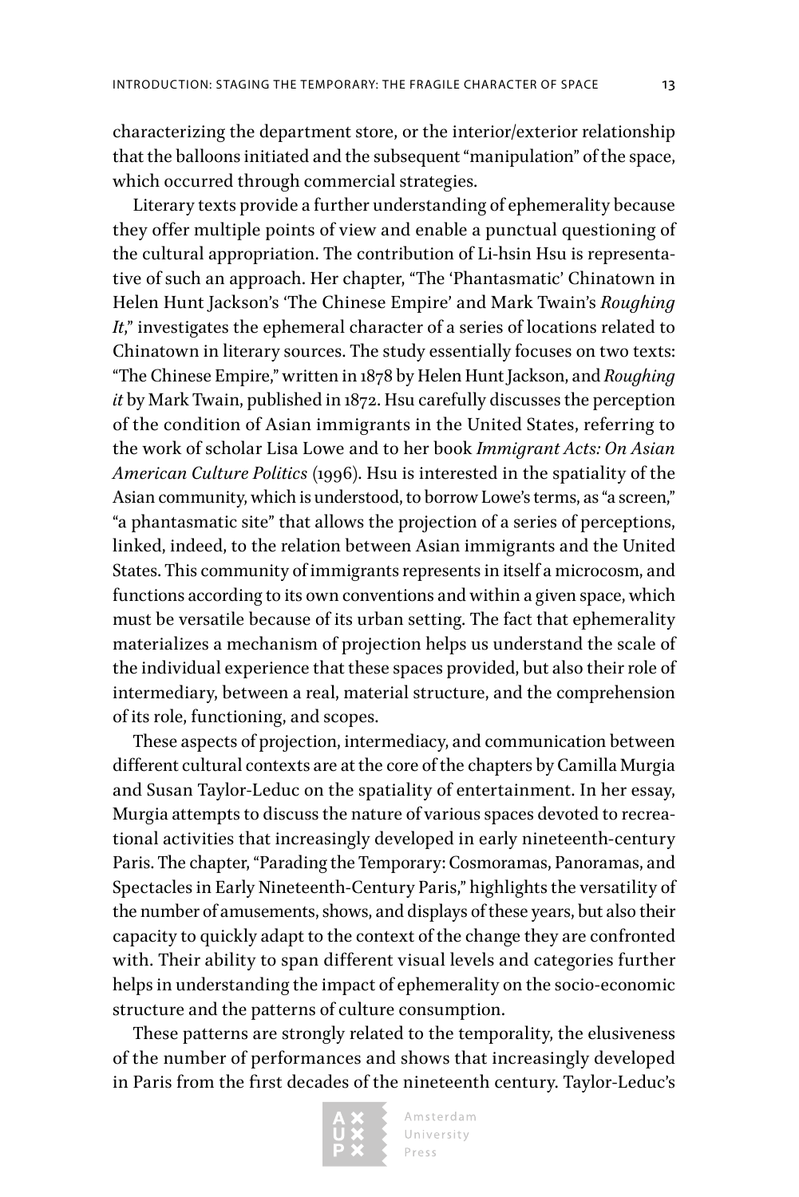characterizing the department store, or the interior/exterior relationship that the balloons initiated and the subsequent "manipulation" of the space, which occurred through commercial strategies.

Literary texts provide a further understanding of ephemerality because they offer multiple points of view and enable a punctual questioning of the cultural appropriation. The contribution of Li-hsin Hsu is representative of such an approach. Her chapter, "The 'Phantasmatic' Chinatown in Helen Hunt Jackson's 'The Chinese Empire' and Mark Twain's *Roughing It*," investigates the ephemeral character of a series of locations related to Chinatown in literary sources. The study essentially focuses on two texts: "The Chinese Empire," written in 1878 by Helen Hunt Jackson, and *Roughing it* by Mark Twain, published in 1872. Hsu carefully discusses the perception of the condition of Asian immigrants in the United States, referring to the work of scholar Lisa Lowe and to her book *Immigrant Acts: On Asian American Culture Politics* (1996). Hsu is interested in the spatiality of the Asian community, which is understood, to borrow Lowe's terms, as "a screen," "a phantasmatic site" that allows the projection of a series of perceptions, linked, indeed, to the relation between Asian immigrants and the United States. This community of immigrants represents in itself a microcosm, and functions according to its own conventions and within a given space, which must be versatile because of its urban setting. The fact that ephemerality materializes a mechanism of projection helps us understand the scale of the individual experience that these spaces provided, but also their role of intermediary, between a real, material structure, and the comprehension of its role, functioning, and scopes.

These aspects of projection, intermediacy, and communication between different cultural contexts are at the core of the chapters by Camilla Murgia and Susan Taylor-Leduc on the spatiality of entertainment. In her essay, Murgia attempts to discuss the nature of various spaces devoted to recreational activities that increasingly developed in early nineteenth-century Paris. The chapter, "Parading the Temporary: Cosmoramas, Panoramas, and Spectacles in Early Nineteenth-Century Paris," highlights the versatility of the number of amusements, shows, and displays of these years, but also their capacity to quickly adapt to the context of the change they are confronted with. Their ability to span different visual levels and categories further helps in understanding the impact of ephemerality on the socio-economic structure and the patterns of culture consumption.

These patterns are strongly related to the temporality, the elusiveness of the number of performances and shows that increasingly developed in Paris from the first decades of the nineteenth century. Taylor-Leduc's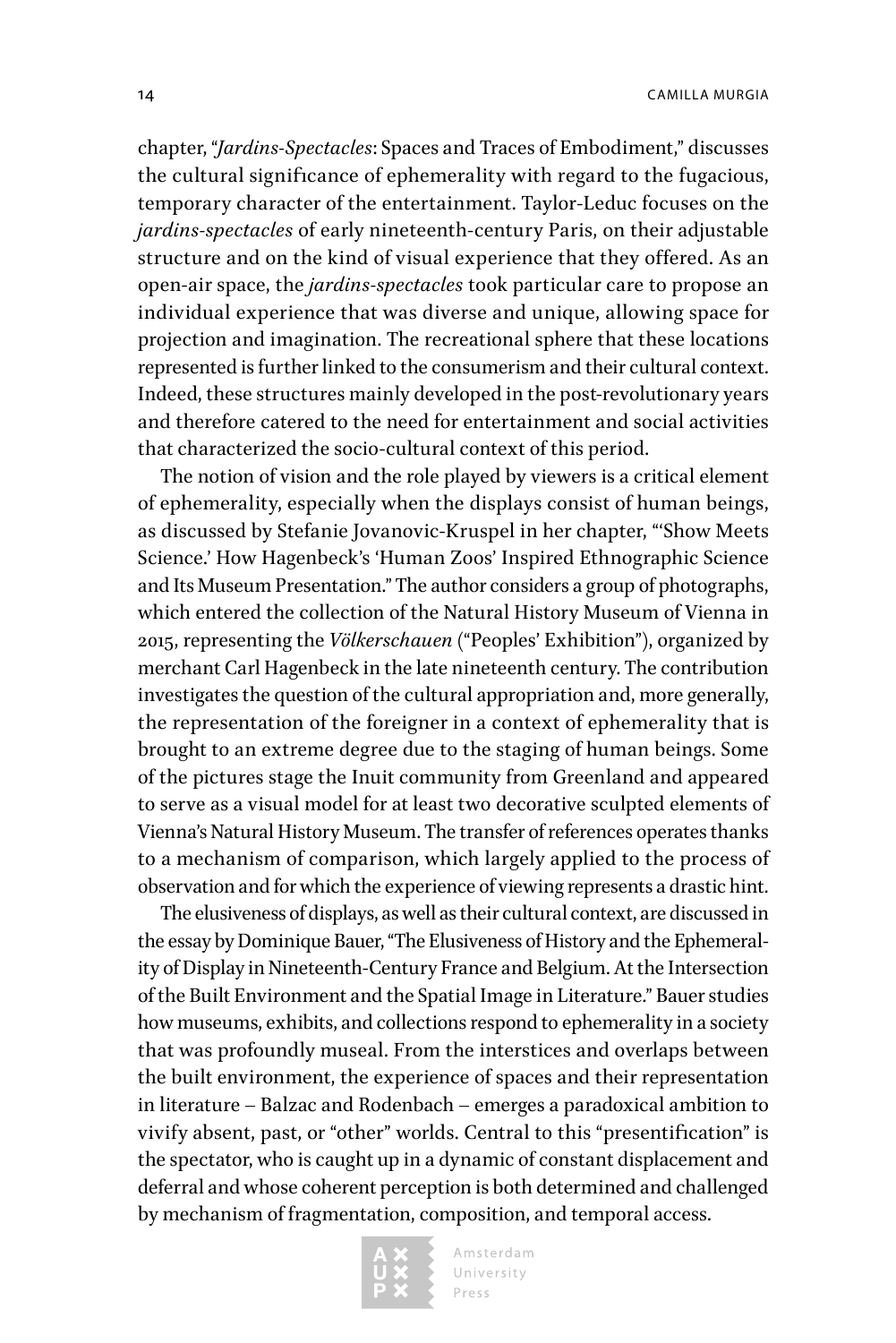chapter, "*Jardins-Spectacles*: Spaces and Traces of Embodiment," discusses the cultural significance of ephemerality with regard to the fugacious, temporary character of the entertainment. Taylor-Leduc focuses on the *jardins-spectacles* of early nineteenth-century Paris, on their adjustable structure and on the kind of visual experience that they offered. As an open-air space, the *jardins-spectacles* took particular care to propose an individual experience that was diverse and unique, allowing space for projection and imagination. The recreational sphere that these locations represented is further linked to the consumerism and their cultural context. Indeed, these structures mainly developed in the post-revolutionary years and therefore catered to the need for entertainment and social activities that characterized the socio-cultural context of this period.

The notion of vision and the role played by viewers is a critical element of ephemerality, especially when the displays consist of human beings, as discussed by Stefanie Jovanovic-Kruspel in her chapter, "'Show Meets Science.' How Hagenbeck's 'Human Zoos' Inspired Ethnographic Science and Its Museum Presentation." The author considers a group of photographs, which entered the collection of the Natural History Museum of Vienna in 2015, representing the *Völkerschauen* ("Peoples' Exhibition"), organized by merchant Carl Hagenbeck in the late nineteenth century. The contribution investigates the question of the cultural appropriation and, more generally, the representation of the foreigner in a context of ephemerality that is brought to an extreme degree due to the staging of human beings. Some of the pictures stage the Inuit community from Greenland and appeared to serve as a visual model for at least two decorative sculpted elements of Vienna's Natural History Museum. The transfer of references operates thanks to a mechanism of comparison, which largely applied to the process of observation and for which the experience of viewing represents a drastic hint.

The elusiveness of displays, as well as their cultural context, are discussed in the essay by Dominique Bauer, "The Elusiveness of History and the Ephemerality of Display in Nineteenth-Century France and Belgium. At the Intersection of the Built Environment and the Spatial Image in Literature." Bauer studies how museums, exhibits, and collections respond to ephemerality in a society that was profoundly museal. From the interstices and overlaps between the built environment, the experience of spaces and their representation in literature – Balzac and Rodenbach – emerges a paradoxical ambition to vivify absent, past, or "other" worlds. Central to this "presentification" is the spectator, who is caught up in a dynamic of constant displacement and deferral and whose coherent perception is both determined and challenged by mechanism of fragmentation, composition, and temporal access.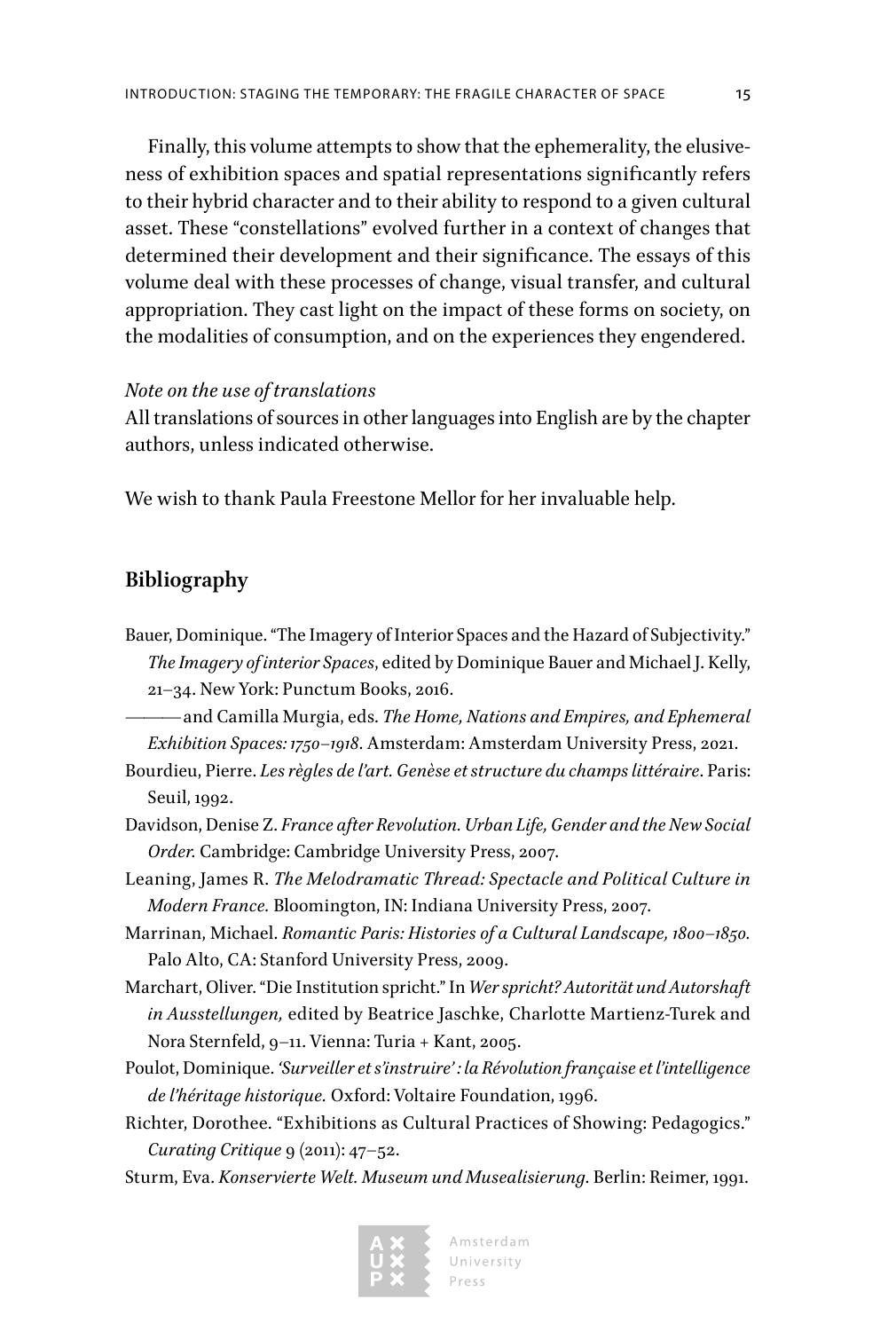Finally, this volume attempts to show that the ephemerality, the elusiveness of exhibition spaces and spatial representations significantly refers to their hybrid character and to their ability to respond to a given cultural asset. These "constellations" evolved further in a context of changes that determined their development and their significance. The essays of this volume deal with these processes of change, visual transfer, and cultural appropriation. They cast light on the impact of these forms on society, on the modalities of consumption, and on the experiences they engendered.

*Note on the use of translations*
All translations of sources in other languages into English are by the chapter authors, unless indicated otherwise.

We wish to thank Paula Freestone Mellor for her invaluable help.

## Bibliography

Bauer, Dominique. "The Imagery of Interior Spaces and the Hazard of Subjectivity." *The Imagery of interior Spaces*, edited by Dominique Bauer and Michael J. Kelly, 21–34. New York: Punctum Books, 2016.

——— and Camilla Murgia, eds. *The Home, Nations and Empires, and Ephemeral Exhibition Spaces: 1750–1918*. Amsterdam: Amsterdam University Press, 2021.

Bourdieu, Pierre. *Les règles de l'art. Genèse et structure du champs littéraire*. Paris: Seuil, 1992.

Davidson, Denise Z. *France after Revolution. Urban Life, Gender and the New Social Order.* Cambridge: Cambridge University Press, 2007.

Leaning, James R. *The Melodramatic Thread: Spectacle and Political Culture in Modern France.* Bloomington, IN: Indiana University Press, 2007.

Marrinan, Michael. *Romantic Paris: Histories of a Cultural Landscape, 1800–1850.* Palo Alto, CA: Stanford University Press, 2009.

Marchart, Oliver. "Die Institution spricht." In *Wer spricht? Autorität und Autorshaft in Ausstellungen,* edited by Beatrice Jaschke, Charlotte Martienz-Turek and Nora Sternfeld, 9–11. Vienna: Turia + Kant, 2005.

Poulot, Dominique. *'Surveiller et s'instruire' : la Révolution française et l'intelligence de l'héritage historique.* Oxford: Voltaire Foundation, 1996.

Richter, Dorothee. "Exhibitions as Cultural Practices of Showing: Pedagogics." *Curating Critique* 9 (2011): 47–52.

Sturm, Eva. *Konservierte Welt. Museum und Musealisierung*. Berlin: Reimer, 1991.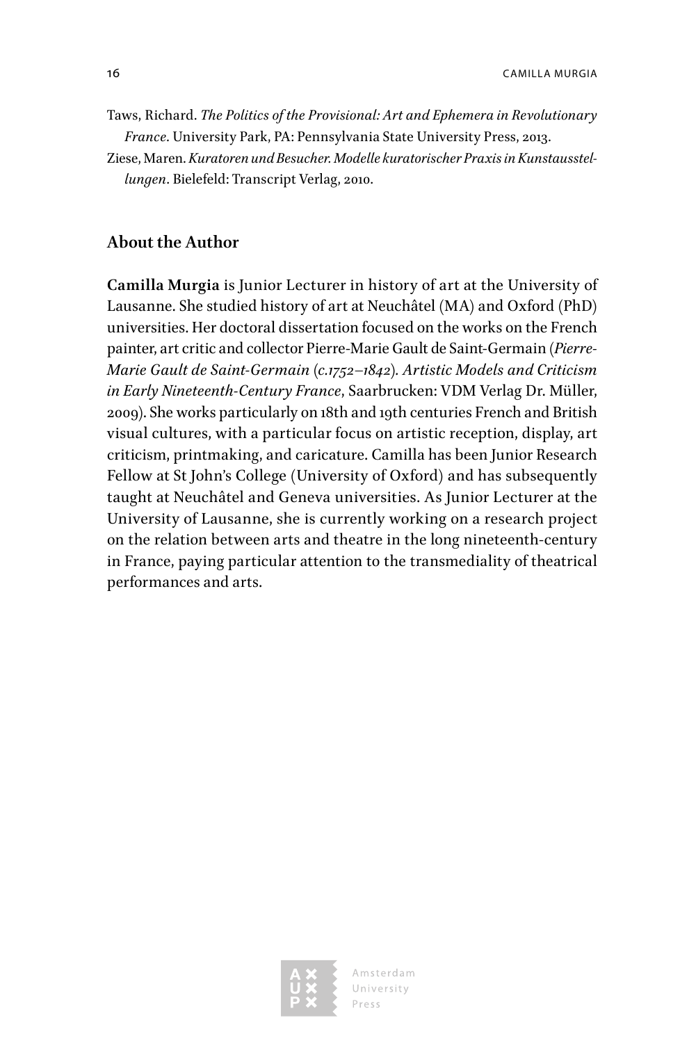Taws, Richard. *The Politics of the Provisional: Art and Ephemera in Revolutionary France*. University Park, PA: Pennsylvania State University Press, 2013.

Ziese, Maren. *Kuratoren und Besucher. Modelle kuratorischer Praxis in Kunstausstellungen*. Bielefeld: Transcript Verlag, 2010.

## About the Author

**Camilla Murgia** is Junior Lecturer in history of art at the University of Lausanne. She studied history of art at Neuchâtel (MA) and Oxford (PhD) universities. Her doctoral dissertation focused on the works on the French painter, art critic and collector Pierre-Marie Gault de Saint-Germain (*Pierre-Marie Gault de Saint-Germain (c.1752–1842). Artistic Models and Criticism in Early Nineteenth-Century France*, Saarbrucken: VDM Verlag Dr. Müller, 2009). She works particularly on 18th and 19th centuries French and British visual cultures, with a particular focus on artistic reception, display, art criticism, printmaking, and caricature. Camilla has been Junior Research Fellow at St John's College (University of Oxford) and has subsequently taught at Neuchâtel and Geneva universities. As Junior Lecturer at the University of Lausanne, she is currently working on a research project on the relation between arts and theatre in the long nineteenth-century in France, paying particular attention to the transmediality of theatrical performances and arts.